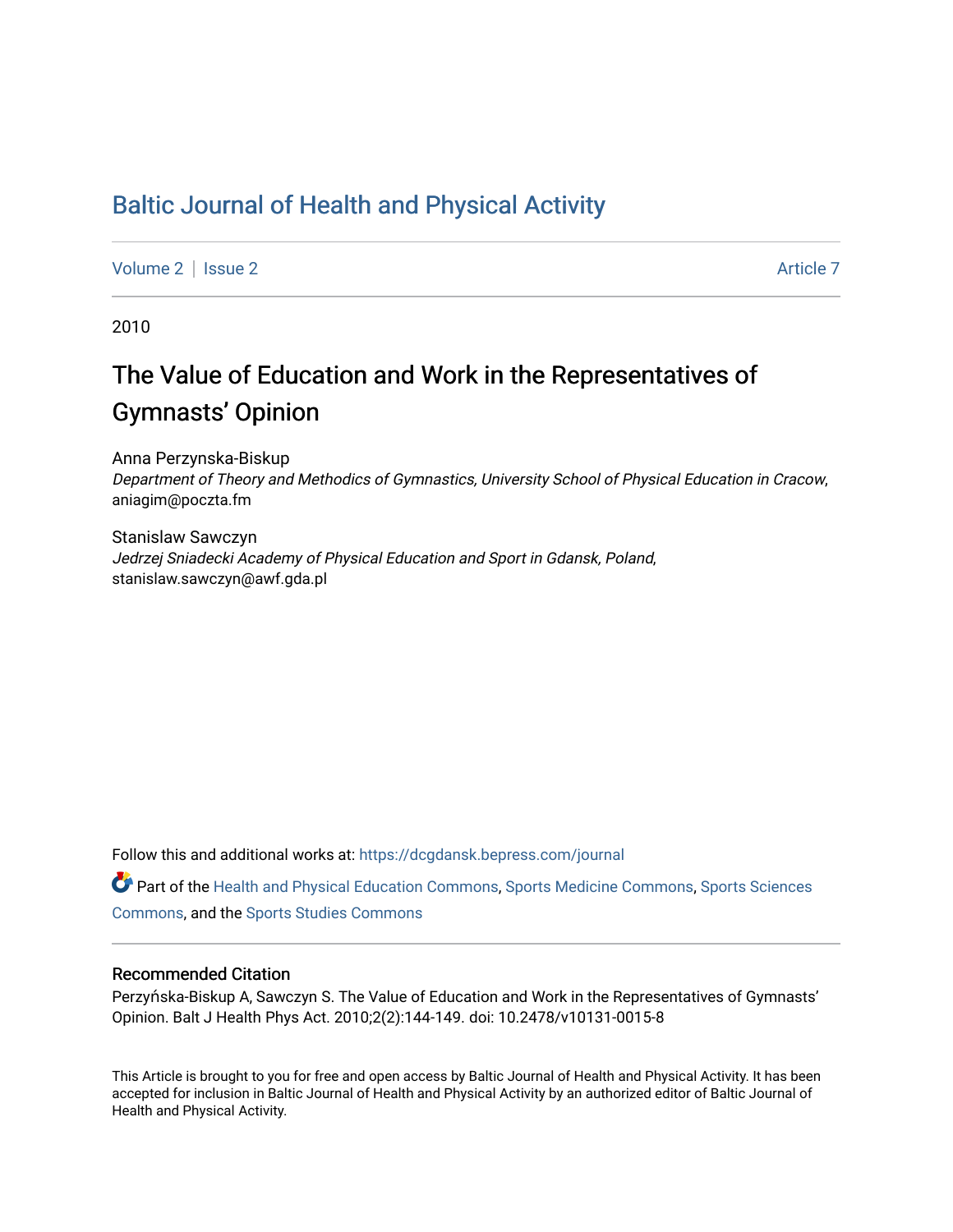# Baltic Journal of Health and Physical Activity

Volume 2 | Issue 2 Article 7

2010

## The Value of Education and Work in the Representatives of Gymnasts' Opinion

Anna Perzynska-Biskup
*Department of Theory and Methodics of Gymnastics, University School of Physical Education in Cracow*, aniagim@poczta.fm

Stanislaw Sawczyn
*Jedrzej Sniadecki Academy of Physical Education and Sport in Gdansk, Poland*, stanislaw.sawczyn@awf.gda.pl

Follow this and additional works at: https://dcgdansk.bepress.com/journal

Part of the Health and Physical Education Commons, Sports Medicine Commons, Sports Sciences Commons, and the Sports Studies Commons

### Recommended Citation

Perzyńska-Biskup A, Sawczyn S. The Value of Education and Work in the Representatives of Gymnasts' Opinion. Balt J Health Phys Act. 2010;2(2):144-149. doi: 10.2478/v10131-0015-8

This Article is brought to you for free and open access by Baltic Journal of Health and Physical Activity. It has been accepted for inclusion in Baltic Journal of Health and Physical Activity by an authorized editor of Baltic Journal of Health and Physical Activity.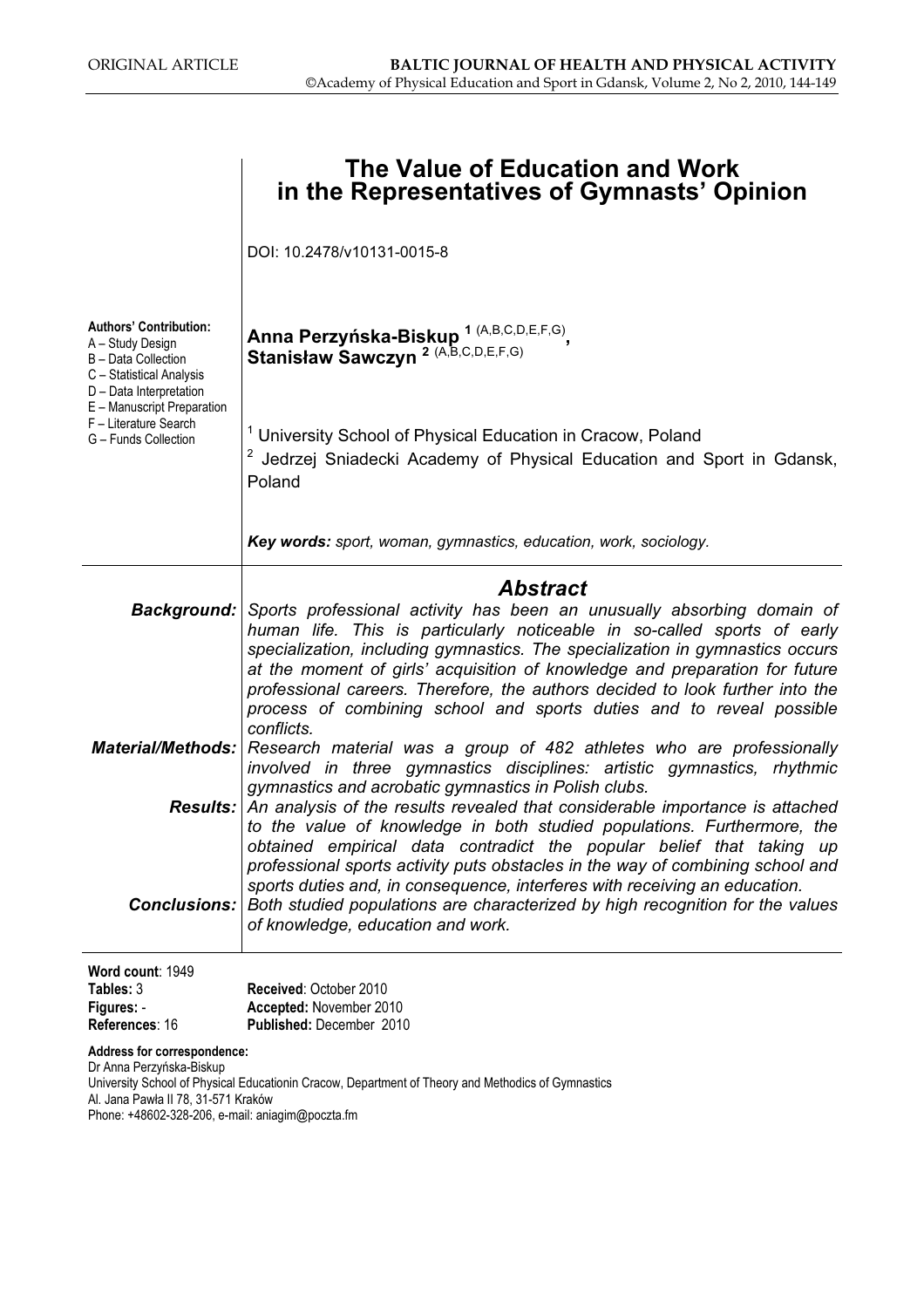ORIGINAL ARTICLE

# The Value of Education and Work in the Representatives of Gymnasts' Opinion

DOI: 10.2478/v10131-0015-8

**Authors' Contribution:**
A – Study Design
B – Data Collection
C – Statistical Analysis
D – Data Interpretation
E – Manuscript Preparation
F – Literature Search
G – Funds Collection

**Anna Perzyńska-Biskup** [1] (A,B,C,D,E,F,G), **Stanisław Sawczyn** [2] (A,B,C,D,E,F,G)

[1] University School of Physical Education in Cracow, Poland
[2] Jedrzej Sniadecki Academy of Physical Education and Sport in Gdansk, Poland

***Key words:*** *sport, woman, gymnastics, education, work, sociology.*

## *Abstract*

***Background:*** *Sports professional activity has been an unusually absorbing domain of human life. This is particularly noticeable in so-called sports of early specialization, including gymnastics. The specialization in gymnastics occurs at the moment of girls' acquisition of knowledge and preparation for future professional careers. Therefore, the authors decided to look further into the process of combining school and sports duties and to reveal possible conflicts.*

***Material/Methods:*** *Research material was a group of 482 athletes who are professionally involved in three gymnastics disciplines: artistic gymnastics, rhythmic gymnastics and acrobatic gymnastics in Polish clubs.*

***Results:*** *An analysis of the results revealed that considerable importance is attached to the value of knowledge in both studied populations. Furthermore, the obtained empirical data contradict the popular belief that taking up professional sports activity puts obstacles in the way of combining school and sports duties and, in consequence, interferes with receiving an education.*

***Conclusions:*** *Both studied populations are characterized by high recognition for the values of knowledge, education and work.*

**Word count**: 1949
**Tables:** 3
**Figures:** -
**References**: 16

**Received**: October 2010
**Accepted:** November 2010
**Published:** December 2010

**Address for correspondence:**
Dr Anna Perzyńska-Biskup
University School of Physical Educationin Cracow, Department of Theory and Methodics of Gymnastics
Al. Jana Pawła II 78, 31-571 Kraków
Phone: +48602-328-206, e-mail: aniagim@poczta.fm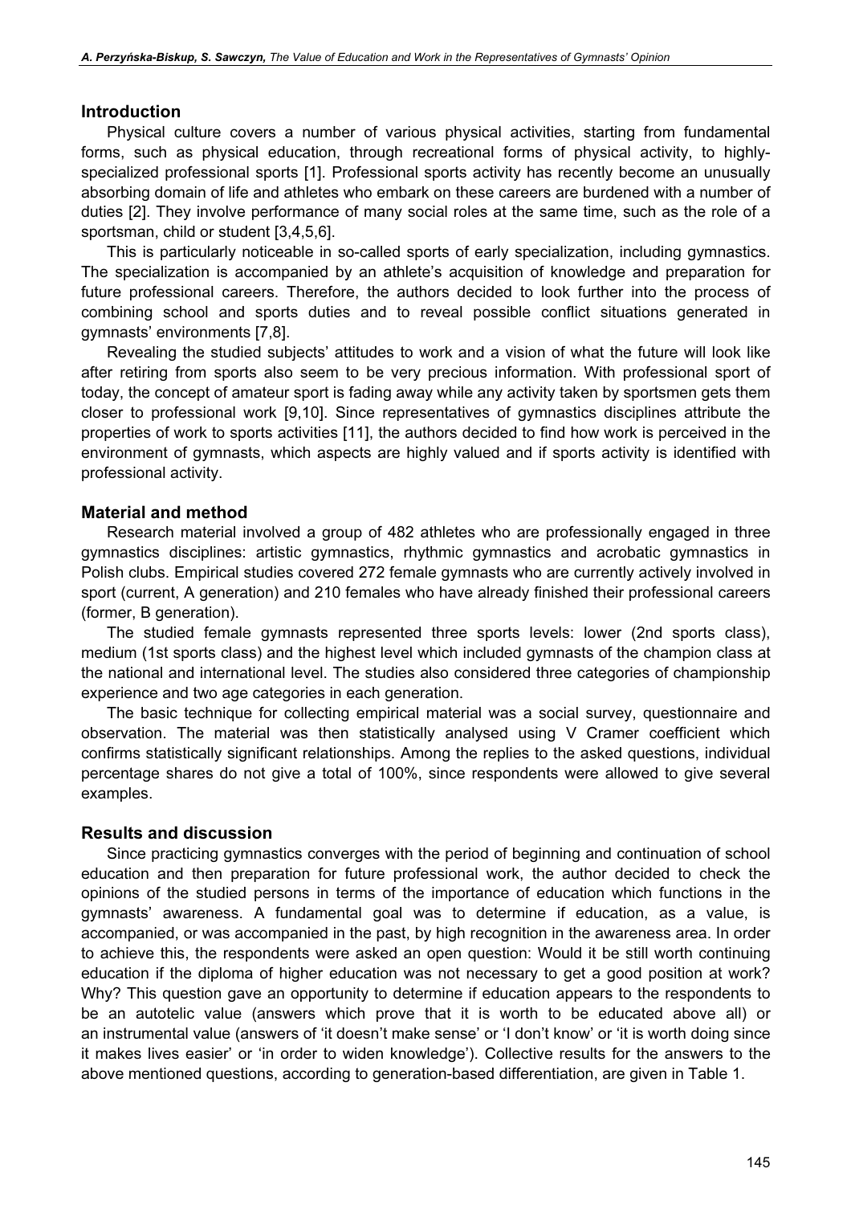## Introduction

Physical culture covers a number of various physical activities, starting from fundamental forms, such as physical education, through recreational forms of physical activity, to highly-specialized professional sports [1]. Professional sports activity has recently become an unusually absorbing domain of life and athletes who embark on these careers are burdened with a number of duties [2]. They involve performance of many social roles at the same time, such as the role of a sportsman, child or student [3,4,5,6].

This is particularly noticeable in so-called sports of early specialization, including gymnastics. The specialization is accompanied by an athlete's acquisition of knowledge and preparation for future professional careers. Therefore, the authors decided to look further into the process of combining school and sports duties and to reveal possible conflict situations generated in gymnasts' environments [7,8].

Revealing the studied subjects' attitudes to work and a vision of what the future will look like after retiring from sports also seem to be very precious information. With professional sport of today, the concept of amateur sport is fading away while any activity taken by sportsmen gets them closer to professional work [9,10]. Since representatives of gymnastics disciplines attribute the properties of work to sports activities [11], the authors decided to find how work is perceived in the environment of gymnasts, which aspects are highly valued and if sports activity is identified with professional activity.

## Material and method

Research material involved a group of 482 athletes who are professionally engaged in three gymnastics disciplines: artistic gymnastics, rhythmic gymnastics and acrobatic gymnastics in Polish clubs. Empirical studies covered 272 female gymnasts who are currently actively involved in sport (current, A generation) and 210 females who have already finished their professional careers (former, B generation).

The studied female gymnasts represented three sports levels: lower (2nd sports class), medium (1st sports class) and the highest level which included gymnasts of the champion class at the national and international level. The studies also considered three categories of championship experience and two age categories in each generation.

The basic technique for collecting empirical material was a social survey, questionnaire and observation. The material was then statistically analysed using V Cramer coefficient which confirms statistically significant relationships. Among the replies to the asked questions, individual percentage shares do not give a total of 100%, since respondents were allowed to give several examples.

## Results and discussion

Since practicing gymnastics converges with the period of beginning and continuation of school education and then preparation for future professional work, the author decided to check the opinions of the studied persons in terms of the importance of education which functions in the gymnasts' awareness. A fundamental goal was to determine if education, as a value, is accompanied, or was accompanied in the past, by high recognition in the awareness area. In order to achieve this, the respondents were asked an open question: Would it be still worth continuing education if the diploma of higher education was not necessary to get a good position at work? Why? This question gave an opportunity to determine if education appears to the respondents to be an autotelic value (answers which prove that it is worth to be educated above all) or an instrumental value (answers of 'it doesn't make sense' or 'I don't know' or 'it is worth doing since it makes lives easier' or 'in order to widen knowledge'). Collective results for the answers to the above mentioned questions, according to generation-based differentiation, are given in Table 1.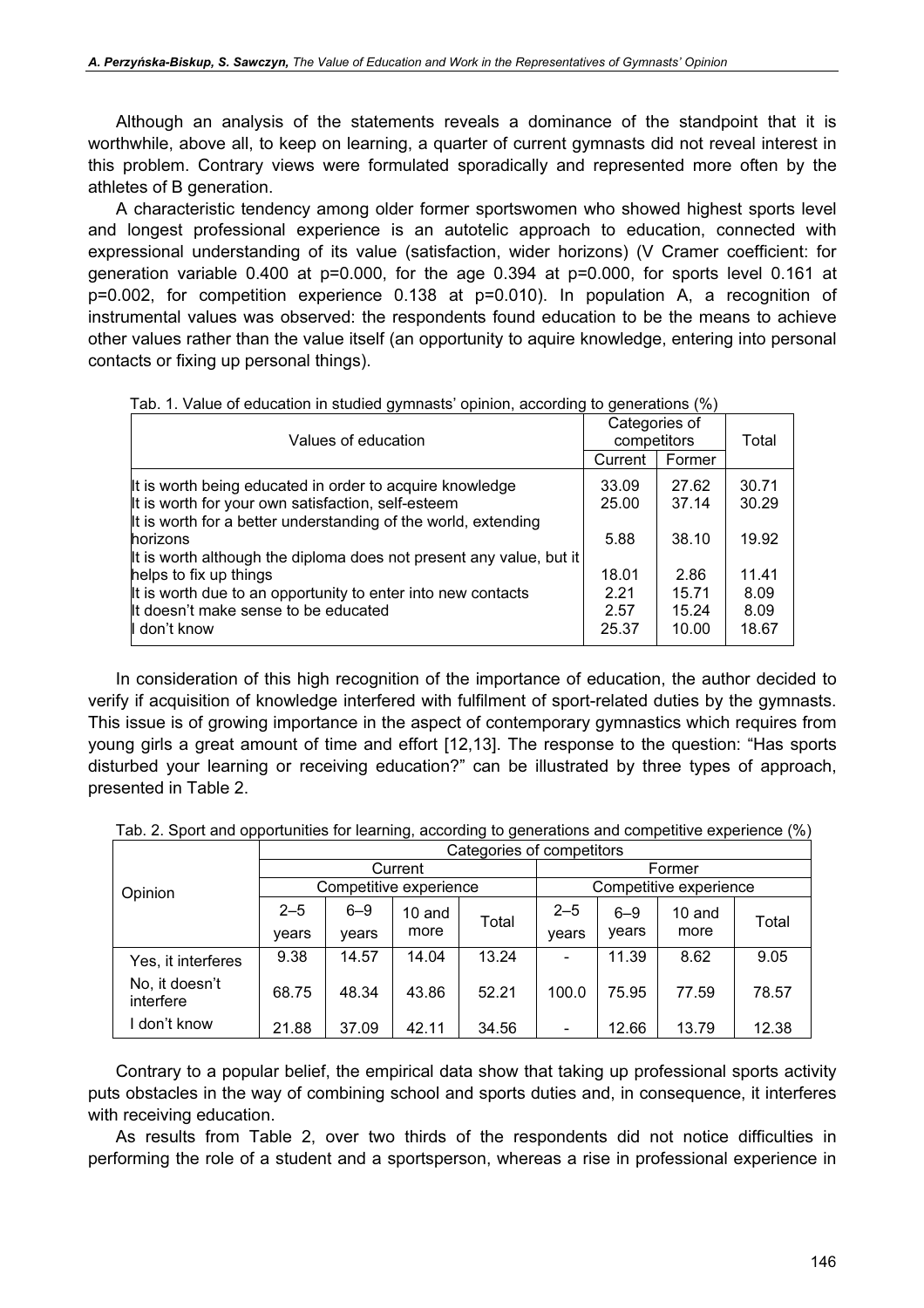Although an analysis of the statements reveals a dominance of the standpoint that it is worthwhile, above all, to keep on learning, a quarter of current gymnasts did not reveal interest in this problem. Contrary views were formulated sporadically and represented more often by the athletes of B generation.

A characteristic tendency among older former sportswomen who showed highest sports level and longest professional experience is an autotelic approach to education, connected with expressional understanding of its value (satisfaction, wider horizons) (V Cramer coefficient: for generation variable 0.400 at p=0.000, for the age 0.394 at p=0.000, for sports level 0.161 at p=0.002, for competition experience 0.138 at p=0.010). In population A, a recognition of instrumental values was observed: the respondents found education to be the means to achieve other values rather than the value itself (an opportunity to aquire knowledge, entering into personal contacts or fixing up personal things).

Tab. 1. Value of education in studied gymnasts' opinion, according to generations (%)

| Values of education | Categories of competitors | | Total |
|---|---|---|---|
| | Current | Former | |
| It is worth being educated in order to acquire knowledge | 33.09 | 27.62 | 30.71 |
| It is worth for your own satisfaction, self-esteem | 25.00 | 37.14 | 30.29 |
| It is worth for a better understanding of the world, extending horizons | 5.88 | 38.10 | 19.92 |
| It is worth although the diploma does not present any value, but it helps to fix up things | 18.01 | 2.86 | 11.41 |
| It is worth due to an opportunity to enter into new contacts | 2.21 | 15.71 | 8.09 |
| It doesn't make sense to be educated | 2.57 | 15.24 | 8.09 |
| I don't know | 25.37 | 10.00 | 18.67 |

In consideration of this high recognition of the importance of education, the author decided to verify if acquisition of knowledge interfered with fulfilment of sport-related duties by the gymnasts. This issue is of growing importance in the aspect of contemporary gymnastics which requires from young girls a great amount of time and effort [12,13]. The response to the question: "Has sports disturbed your learning or receiving education?" can be illustrated by three types of approach, presented in Table 2.

Tab. 2. Sport and opportunities for learning, according to generations and competitive experience (%)

| Opinion | Categories of competitors | | | | | | | |
|---|---|---|---|---|---|---|---|---|
| | Current | | | | Former | | | |
| | Competitive experience | | | | Competitive experience | | | |
| | 2–5 years | 6–9 years | 10 and more | Total | 2–5 years | 6–9 years | 10 and more | Total |
| Yes, it interferes | 9.38 | 14.57 | 14.04 | 13.24 | - | 11.39 | 8.62 | 9.05 |
| No, it doesn't interfere | 68.75 | 48.34 | 43.86 | 52.21 | 100.0 | 75.95 | 77.59 | 78.57 |
| I don't know | 21.88 | 37.09 | 42.11 | 34.56 | - | 12.66 | 13.79 | 12.38 |

Contrary to a popular belief, the empirical data show that taking up professional sports activity puts obstacles in the way of combining school and sports duties and, in consequence, it interferes with receiving education.

As results from Table 2, over two thirds of the respondents did not notice difficulties in performing the role of a student and a sportsperson, whereas a rise in professional experience in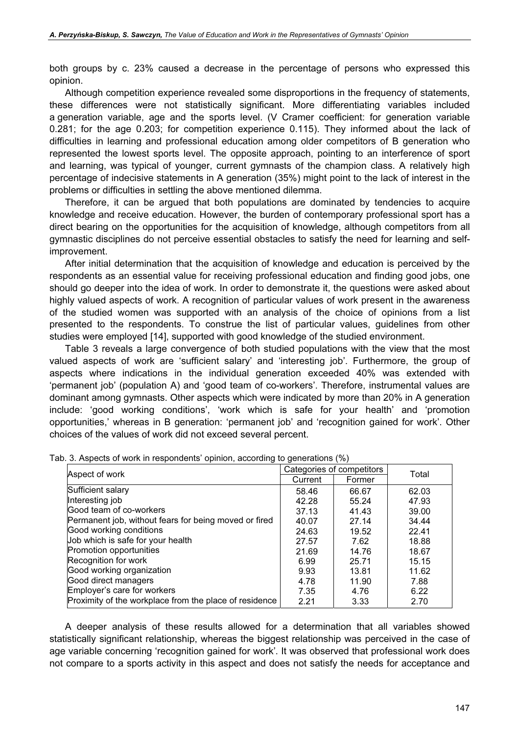both groups by c. 23% caused a decrease in the percentage of persons who expressed this opinion.

Although competition experience revealed some disproportions in the frequency of statements, these differences were not statistically significant. More differentiating variables included a generation variable, age and the sports level. (V Cramer coefficient: for generation variable 0.281; for the age 0.203; for competition experience 0.115). They informed about the lack of difficulties in learning and professional education among older competitors of B generation who represented the lowest sports level. The opposite approach, pointing to an interference of sport and learning, was typical of younger, current gymnasts of the champion class. A relatively high percentage of indecisive statements in A generation (35%) might point to the lack of interest in the problems or difficulties in settling the above mentioned dilemma.

Therefore, it can be argued that both populations are dominated by tendencies to acquire knowledge and receive education. However, the burden of contemporary professional sport has a direct bearing on the opportunities for the acquisition of knowledge, although competitors from all gymnastic disciplines do not perceive essential obstacles to satisfy the need for learning and self-improvement.

After initial determination that the acquisition of knowledge and education is perceived by the respondents as an essential value for receiving professional education and finding good jobs, one should go deeper into the idea of work. In order to demonstrate it, the questions were asked about highly valued aspects of work. A recognition of particular values of work present in the awareness of the studied women was supported with an analysis of the choice of opinions from a list presented to the respondents. To construe the list of particular values, guidelines from other studies were employed [14], supported with good knowledge of the studied environment.

Table 3 reveals a large convergence of both studied populations with the view that the most valued aspects of work are 'sufficient salary' and 'interesting job'. Furthermore, the group of aspects where indications in the individual generation exceeded 40% was extended with 'permanent job' (population A) and 'good team of co-workers'. Therefore, instrumental values are dominant among gymnasts. Other aspects which were indicated by more than 20% in A generation include: 'good working conditions', 'work which is safe for your health' and 'promotion opportunities,' whereas in B generation: 'permanent job' and 'recognition gained for work'. Other choices of the values of work did not exceed several percent.

Tab. 3. Aspects of work in respondents' opinion, according to generations (%)

| Aspect of work | Categories of competitors | | Total |
|---|---|---|---|
| | Current | Former | |
| Sufficient salary | 58.46 | 66.67 | 62.03 |
| Interesting job | 42.28 | 55.24 | 47.93 |
| Good team of co-workers | 37.13 | 41.43 | 39.00 |
| Permanent job, without fears for being moved or fired | 40.07 | 27.14 | 34.44 |
| Good working conditions | 24.63 | 19.52 | 22.41 |
| Job which is safe for your health | 27.57 | 7.62 | 18.88 |
| Promotion opportunities | 21.69 | 14.76 | 18.67 |
| Recognition for work | 6.99 | 25.71 | 15.15 |
| Good working organization | 9.93 | 13.81 | 11.62 |
| Good direct managers | 4.78 | 11.90 | 7.88 |
| Employer's care for workers | 7.35 | 4.76 | 6.22 |
| Proximity of the workplace from the place of residence | 2.21 | 3.33 | 2.70 |

A deeper analysis of these results allowed for a determination that all variables showed statistically significant relationship, whereas the biggest relationship was perceived in the case of age variable concerning 'recognition gained for work'. It was observed that professional work does not compare to a sports activity in this aspect and does not satisfy the needs for acceptance and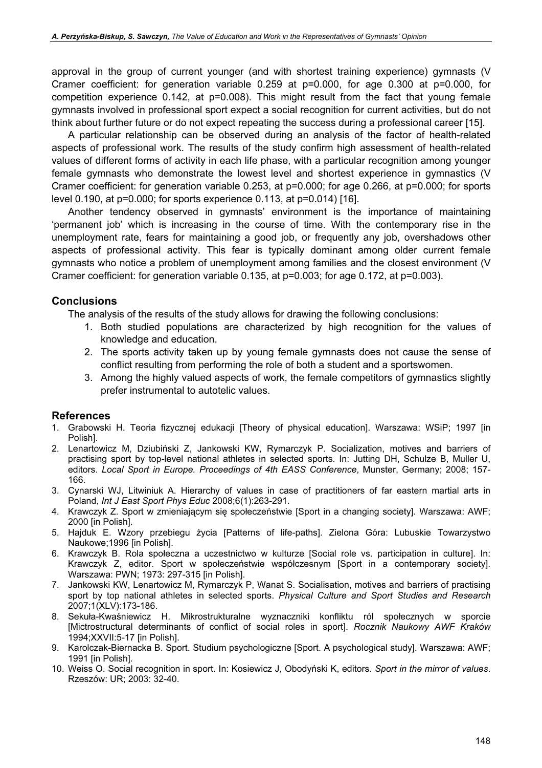approval in the group of current younger (and with shortest training experience) gymnasts (V Cramer coefficient: for generation variable 0.259 at p=0.000, for age 0.300 at p=0.000, for competition experience 0.142, at p=0.008). This might result from the fact that young female gymnasts involved in professional sport expect a social recognition for current activities, but do not think about further future or do not expect repeating the success during a professional career [15].

A particular relationship can be observed during an analysis of the factor of health-related aspects of professional work. The results of the study confirm high assessment of health-related values of different forms of activity in each life phase, with a particular recognition among younger female gymnasts who demonstrate the lowest level and shortest experience in gymnastics (V Cramer coefficient: for generation variable 0.253, at p=0.000; for age 0.266, at p=0.000; for sports level 0.190, at p=0.000; for sports experience 0.113, at p=0.014) [16].

Another tendency observed in gymnasts' environment is the importance of maintaining 'permanent job' which is increasing in the course of time. With the contemporary rise in the unemployment rate, fears for maintaining a good job, or frequently any job, overshadows other aspects of professional activity. This fear is typically dominant among older current female gymnasts who notice a problem of unemployment among families and the closest environment (V Cramer coefficient: for generation variable 0.135, at p=0.003; for age 0.172, at p=0.003).

## Conclusions

The analysis of the results of the study allows for drawing the following conclusions:

1. Both studied populations are characterized by high recognition for the values of knowledge and education.
2. The sports activity taken up by young female gymnasts does not cause the sense of conflict resulting from performing the role of both a student and a sportswomen.
3. Among the highly valued aspects of work, the female competitors of gymnastics slightly prefer instrumental to autotelic values.

## References

1. Grabowski H. Teoria fizycznej edukacji [Theory of physical education]. Warszawa: WSiP; 1997 [in Polish].
2. Lenartowicz M, Dziubiński Z, Jankowski KW, Rymarczyk P. Socialization, motives and barriers of practising sport by top-level national athletes in selected sports. In: Jutting DH, Schulze B, Muller U, editors. *Local Sport in Europe. Proceedings of 4th EASS Conference*, Munster, Germany; 2008; 157-166.
3. Cynarski WJ, Litwiniuk A. Hierarchy of values in case of practitioners of far eastern martial arts in Poland, *Int J East Sport Phys Educ* 2008;6(1):263-291.
4. Krawczyk Z. Sport w zmieniającym się społeczeństwie [Sport in a changing society]. Warszawa: AWF; 2000 [in Polish].
5. Hajduk E. Wzory przebiegu życia [Patterns of life-paths]. Zielona Góra: Lubuskie Towarzystwo Naukowe;1996 [in Polish].
6. Krawczyk B. Rola społeczna a uczestnictwo w kulturze [Social role vs. participation in culture]. In: Krawczyk Z, editor. Sport w społeczeństwie współczesnym [Sport in a contemporary society]. Warszawa: PWN; 1973: 297-315 [in Polish].
7. Jankowski KW, Lenartowicz M, Rymarczyk P, Wanat S. Socialisation, motives and barriers of practising sport by top national athletes in selected sports. *Physical Culture and Sport Studies and Research* 2007;1(XLV):173-186.
8. Sekuła-Kwaśniewicz H. Mikrostrukturalne wyznaczniki konfliktu ról społecznych w sporcie [Mictrostructural determinants of conflict of social roles in sport]. *Rocznik Naukowy AWF Kraków* 1994;XXVII:5-17 [in Polish].
9. Karolczak-Biernacka B. Sport. Studium psychologiczne [Sport. A psychological study]. Warszawa: AWF; 1991 [in Polish].
10. Weiss O. Social recognition in sport. In: Kosiewicz J, Obodyński K, editors. *Sport in the mirror of values*. Rzeszów: UR; 2003: 32-40.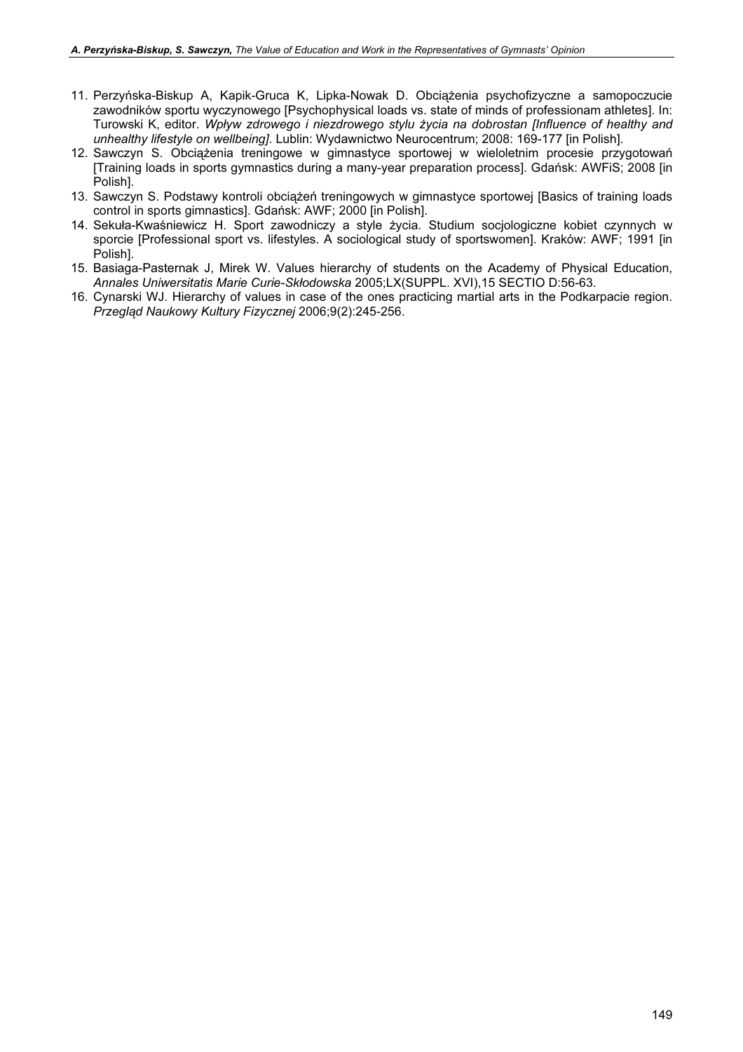11. Perzyńska-Biskup A, Kapik-Gruca K, Lipka-Nowak D. Obciążenia psychofizyczne a samopoczucie zawodników sportu wyczynowego [Psychophysical loads vs. state of minds of professionam athletes]. In: Turowski K, editor. *Wpływ zdrowego i niezdrowego stylu życia na dobrostan [Influence of healthy and unhealthy lifestyle on wellbeing]*. Lublin: Wydawnictwo Neurocentrum; 2008: 169-177 [in Polish].
12. Sawczyn S. Obciążenia treningowe w gimnastyce sportowej w wieloletnim procesie przygotowań [Training loads in sports gymnastics during a many-year preparation process]. Gdańsk: AWFiS; 2008 [in Polish].
13. Sawczyn S. Podstawy kontroli obciążeń treningowych w gimnastyce sportowej [Basics of training loads control in sports gimnastics]. Gdańsk: AWF; 2000 [in Polish].
14. Sekuła-Kwaśniewicz H. Sport zawodniczy a style życia. Studium socjologiczne kobiet czynnych w sporcie [Professional sport vs. lifestyles. A sociological study of sportswomen]. Kraków: AWF; 1991 [in Polish].
15. Basiaga-Pasternak J, Mirek W. Values hierarchy of students on the Academy of Physical Education, *Annales Uniwersitatis Marie Curie-Skłodowska* 2005;LX(SUPPL. XVI),15 SECTIO D:56-63.
16. Cynarski WJ. Hierarchy of values in case of the ones practicing martial arts in the Podkarpacie region. *Przegląd Naukowy Kultury Fizycznej* 2006;9(2):245-256.